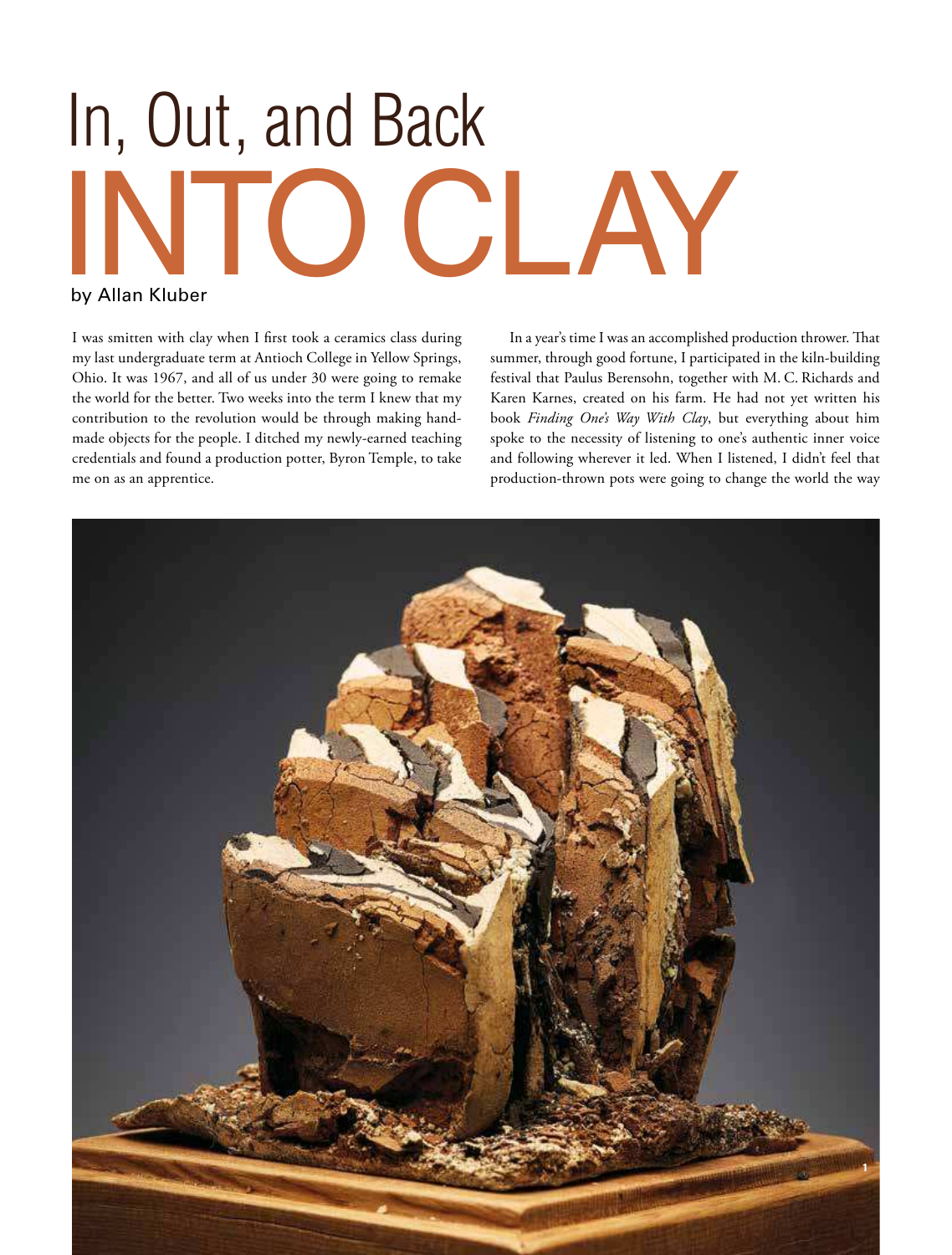# In, Out, and Back INTO CLAY

by Allan Kluber

I was smitten with clay when I first took a ceramics class during my last undergraduate term at Antioch College in Yellow Springs, Ohio. It was 1967, and all of us under 30 were going to remake the world for the better. Two weeks into the term I knew that my contribution to the revolution would be through making handmade objects for the people. I ditched my newly-earned teaching credentials and found a production potter, Byron Temple, to take me on as an apprentice.

In a year's time I was an accomplished production thrower. That summer, through good fortune, I participated in the kiln-building festival that Paulus Berensohn, together with M. C. Richards and Karen Karnes, created on his farm. He had not yet written his book *Finding One's Way With Clay*, but everything about him spoke to the necessity of listening to one's authentic inner voice and following wherever it led. When I listened, I didn't feel that production-thrown pots were going to change the world the way

1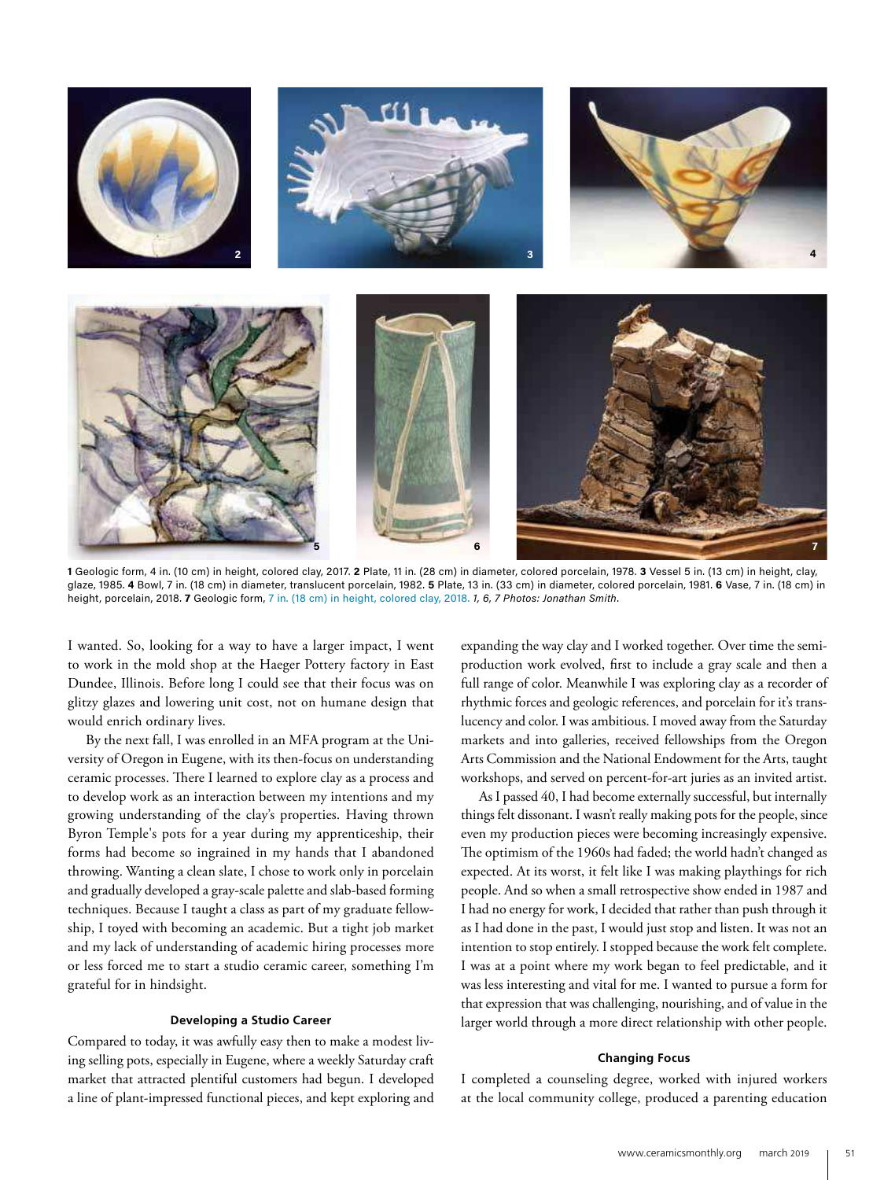**1** Geologic form, 4 in. (10 cm) in height, colored clay, 2017. **2** Plate, 11 in. (28 cm) in diameter, colored porcelain, 1978. **3** Vessel 5 in. (13 cm) in height, clay, glaze, 1985. **4** Bowl, 7 in. (18 cm) in diameter, translucent porcelain, 1982. **5** Plate, 13 in. (33 cm) in diameter, colored porcelain, 1981. **6** Vase, 7 in. (18 cm) in height, porcelain, 2018. **7** Geologic form, 7 in. (18 cm) in height, colored clay, 2018. *1, 6, 7 Photos: Jonathan Smith.*

I wanted. So, looking for a way to have a larger impact, I went to work in the mold shop at the Haeger Pottery factory in East Dundee, Illinois. Before long I could see that their focus was on glitzy glazes and lowering unit cost, not on humane design that would enrich ordinary lives.

By the next fall, I was enrolled in an MFA program at the University of Oregon in Eugene, with its then-focus on understanding ceramic processes. There I learned to explore clay as a process and to develop work as an interaction between my intentions and my growing understanding of the clay's properties. Having thrown Byron Temple's pots for a year during my apprenticeship, their forms had become so ingrained in my hands that I abandoned throwing. Wanting a clean slate, I chose to work only in porcelain and gradually developed a gray-scale palette and slab-based forming techniques. Because I taught a class as part of my graduate fellowship, I toyed with becoming an academic. But a tight job market and my lack of understanding of academic hiring processes more or less forced me to start a studio ceramic career, something I'm grateful for in hindsight.

#### Developing a Studio Career

Compared to today, it was awfully easy then to make a modest living selling pots, especially in Eugene, where a weekly Saturday craft market that attracted plentiful customers had begun. I developed a line of plant-impressed functional pieces, and kept exploring and expanding the way clay and I worked together. Over time the semi-production work evolved, first to include a gray scale and then a full range of color. Meanwhile I was exploring clay as a recorder of rhythmic forces and geologic references, and porcelain for it's translucency and color. I was ambitious. I moved away from the Saturday markets and into galleries, received fellowships from the Oregon Arts Commission and the National Endowment for the Arts, taught workshops, and served on percent-for-art juries as an invited artist.

As I passed 40, I had become externally successful, but internally things felt dissonant. I wasn't really making pots for the people, since even my production pieces were becoming increasingly expensive. The optimism of the 1960s had faded; the world hadn't changed as expected. At its worst, it felt like I was making playthings for rich people. And so when a small retrospective show ended in 1987 and I had no energy for work, I decided that rather than push through it as I had done in the past, I would just stop and listen. It was not an intention to stop entirely. I stopped because the work felt complete. I was at a point where my work began to feel predictable, and it was less interesting and vital for me. I wanted to pursue a form for that expression that was challenging, nourishing, and of value in the larger world through a more direct relationship with other people.

#### Changing Focus

I completed a counseling degree, worked with injured workers at the local community college, produced a parenting education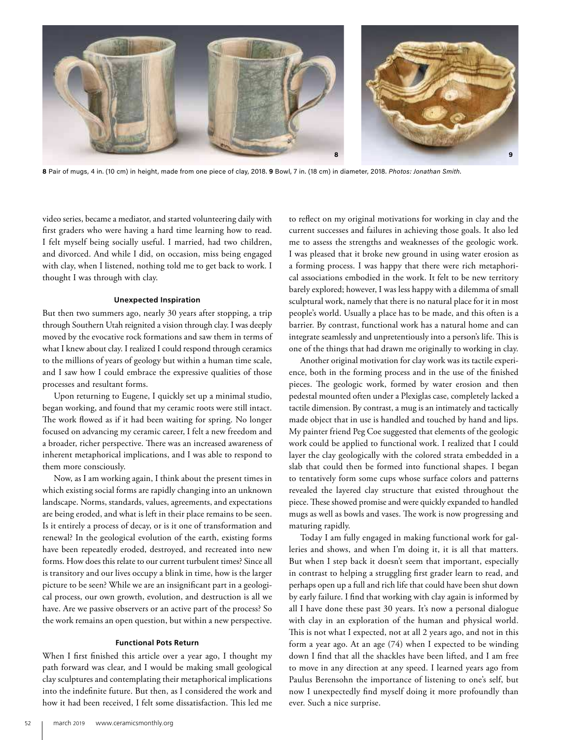**8** Pair of mugs, 4 in. (10 cm) in height, made from one piece of clay, 2018. **9** Bowl, 7 in. (18 cm) in diameter, 2018. *Photos: Jonathan Smith.*

video series, became a mediator, and started volunteering daily with first graders who were having a hard time learning how to read. I felt myself being socially useful. I married, had two children, and divorced. And while I did, on occasion, miss being engaged with clay, when I listened, nothing told me to get back to work. I thought I was through with clay.

### Unexpected Inspiration

But then two summers ago, nearly 30 years after stopping, a trip through Southern Utah reignited a vision through clay. I was deeply moved by the evocative rock formations and saw them in terms of what I knew about clay. I realized I could respond through ceramics to the millions of years of geology but within a human time scale, and I saw how I could embrace the expressive qualities of those processes and resultant forms.

Upon returning to Eugene, I quickly set up a minimal studio, began working, and found that my ceramic roots were still intact. The work flowed as if it had been waiting for spring. No longer focused on advancing my ceramic career, I felt a new freedom and a broader, richer perspective. There was an increased awareness of inherent metaphorical implications, and I was able to respond to them more consciously.

Now, as I am working again, I think about the present times in which existing social forms are rapidly changing into an unknown landscape. Norms, standards, values, agreements, and expectations are being eroded, and what is left in their place remains to be seen. Is it entirely a process of decay, or is it one of transformation and renewal? In the geological evolution of the earth, existing forms have been repeatedly eroded, destroyed, and recreated into new forms. How does this relate to our current turbulent times? Since all is transitory and our lives occupy a blink in time, how is the larger picture to be seen? While we are an insignificant part in a geological process, our own growth, evolution, and destruction is all we have. Are we passive observers or an active part of the process? So the work remains an open question, but within a new perspective.

### Functional Pots Return

When I first finished this article over a year ago, I thought my path forward was clear, and I would be making small geological clay sculptures and contemplating their metaphorical implications into the indefinite future. But then, as I considered the work and how it had been received, I felt some dissatisfaction. This led me to reflect on my original motivations for working in clay and the current successes and failures in achieving those goals. It also led me to assess the strengths and weaknesses of the geologic work. I was pleased that it broke new ground in using water erosion as a forming process. I was happy that there were rich metaphorical associations embodied in the work. It felt to be new territory barely explored; however, I was less happy with a dilemma of small sculptural work, namely that there is no natural place for it in most people's world. Usually a place has to be made, and this often is a barrier. By contrast, functional work has a natural home and can integrate seamlessly and unpretentiously into a person's life. This is one of the things that had drawn me originally to working in clay.

Another original motivation for clay work was its tactile experience, both in the forming process and in the use of the finished pieces. The geologic work, formed by water erosion and then pedestal mounted often under a Plexiglas case, completely lacked a tactile dimension. By contrast, a mug is an intimately and tactically made object that in use is handled and touched by hand and lips. My painter friend Peg Coe suggested that elements of the geologic work could be applied to functional work. I realized that I could layer the clay geologically with the colored strata embedded in a slab that could then be formed into functional shapes. I began to tentatively form some cups whose surface colors and patterns revealed the layered clay structure that existed throughout the piece. These showed promise and were quickly expanded to handled mugs as well as bowls and vases. The work is now progressing and maturing rapidly.

Today I am fully engaged in making functional work for galleries and shows, and when I'm doing it, it is all that matters. But when I step back it doesn't seem that important, especially in contrast to helping a struggling first grader learn to read, and perhaps open up a full and rich life that could have been shut down by early failure. I find that working with clay again is informed by all I have done these past 30 years. It's now a personal dialogue with clay in an exploration of the human and physical world. This is not what I expected, not at all 2 years ago, and not in this form a year ago. At an age (74) when I expected to be winding down I find that all the shackles have been lifted, and I am free to move in any direction at any speed. I learned years ago from Paulus Berensohn the importance of listening to one's self, but now I unexpectedly find myself doing it more profoundly than ever. Such a nice surprise.